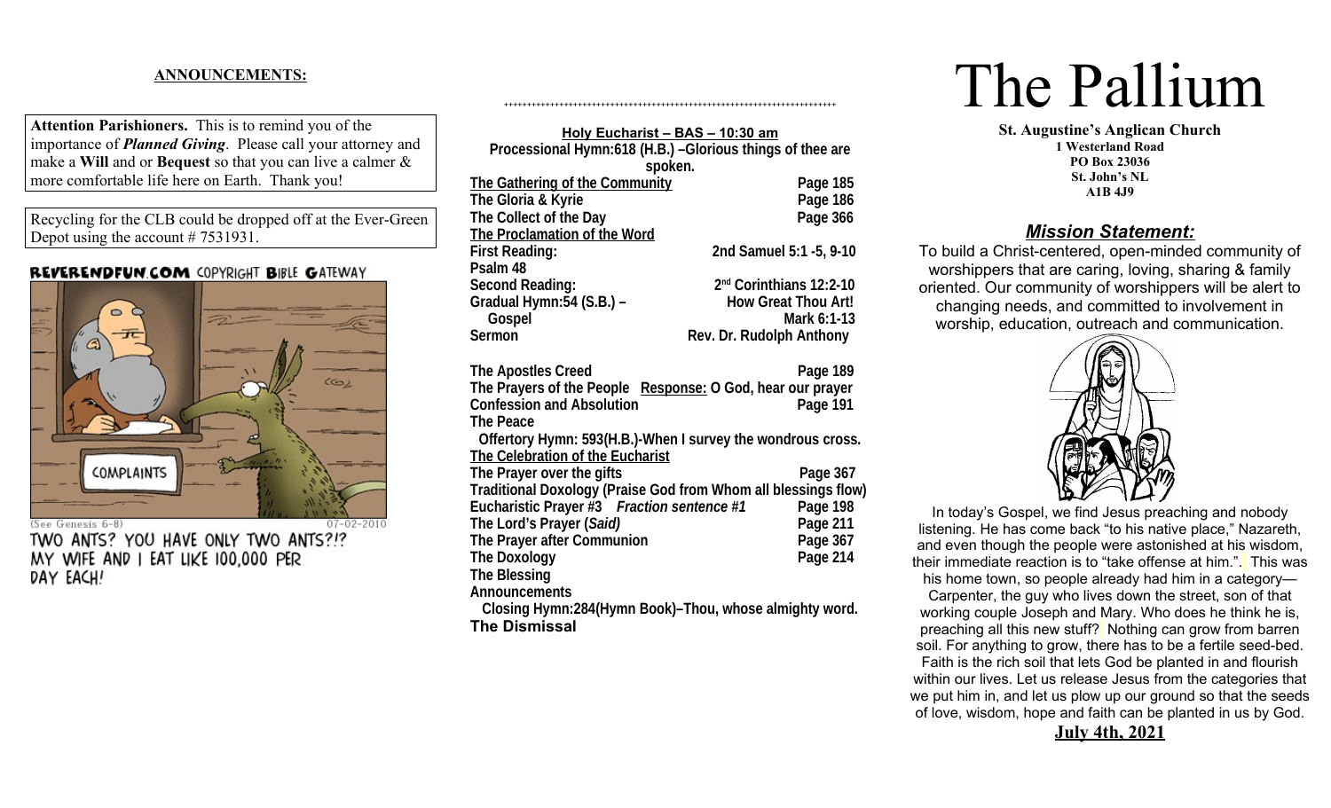**ANNOUNCEMENTS:**

**Attention Parishioners.** This is to remind you of the importance of ***Planned Giving***. Please call your attorney and make a **Will** and or **Bequest** so that you can live a calmer & more comfortable life here on Earth. Thank you!

Recycling for the CLB could be dropped off at the Ever-Green Depot using the account # 7531931.

REVERENDFUN.COM COPYRIGHT BIBLE GATEWAY

COMPLAINTS

(See Genesis 6-8) 07-02-2010

TWO ANTS? YOU HAVE ONLY TWO ANTS?!? MY WIFE AND I EAT LIKE 100,000 PER DAY EACH!

++++++++++++++++++++++++++++++++++++++++++++++++++++++++++++++++++++++

**Holy Eucharist – BAS – 10:30 am**

**Processional Hymn:618 (H.B.) –Glorious things of thee are spoken.**

| | |
|---|---|
| **The Gathering of the Community** | **Page 185** |
| **The Gloria & Kyrie** | **Page 186** |
| **The Collect of the Day** | **Page 366** |
| **The Proclamation of the Word** | |
| **First Reading:** | **2nd Samuel 5:1 -5, 9-10** |
| **Psalm 48** | |
| **Second Reading:** | **2nd Corinthians 12:2-10** |
| **Gradual Hymn:54 (S.B.) –** | **How Great Thou Art!** |
| **Gospel** | **Mark 6:1-13** |
| **Sermon** | **Rev. Dr. Rudolph Anthony** |
| **The Apostles Creed** | **Page 189** |
| **The Prayers of the People Response: O God, hear our prayer** | |
| **Confession and Absolution** | **Page 191** |
| **The Peace** | |
| **Offertory Hymn: 593(H.B.)-When I survey the wondrous cross.** | |
| **The Celebration of the Eucharist** | |
| **The Prayer over the gifts** | **Page 367** |
| **Traditional Doxology (Praise God from Whom all blessings flow)** | |
| **Eucharistic Prayer #3 *Fraction sentence #1*** | **Page 198** |
| **The Lord's Prayer (*Said)*** | **Page 211** |
| **The Prayer after Communion** | **Page 367** |
| **The Doxology** | **Page 214** |
| **The Blessing** | |
| **Announcements** | |
| **Closing Hymn:284(Hymn Book)–Thou, whose almighty word.** | |
| **The Dismissal** | |

# The Pallium

**St. Augustine's Anglican Church**
**1 Westerland Road**
**PO Box 23036**
**St. John's NL**
**A1B 4J9**

## ***Mission Statement:***

To build a Christ-centered, open-minded community of worshippers that are caring, loving, sharing & family oriented. Our community of worshippers will be alert to changing needs, and committed to involvement in worship, education, outreach and communication.

In today's Gospel, we find Jesus preaching and nobody listening. He has come back "to his native place," Nazareth, and even though the people were astonished at his wisdom, their immediate reaction is to "take offense at him.". This was his home town, so people already had him in a category—Carpenter, the guy who lives down the street, son of that working couple Joseph and Mary. Who does he think he is, preaching all this new stuff? Nothing can grow from barren soil. For anything to grow, there has to be a fertile seed-bed. Faith is the rich soil that lets God be planted in and flourish within our lives. Let us release Jesus from the categories that we put him in, and let us plow up our ground so that the seeds of love, wisdom, hope and faith can be planted in us by God.

**July 4th, 2021**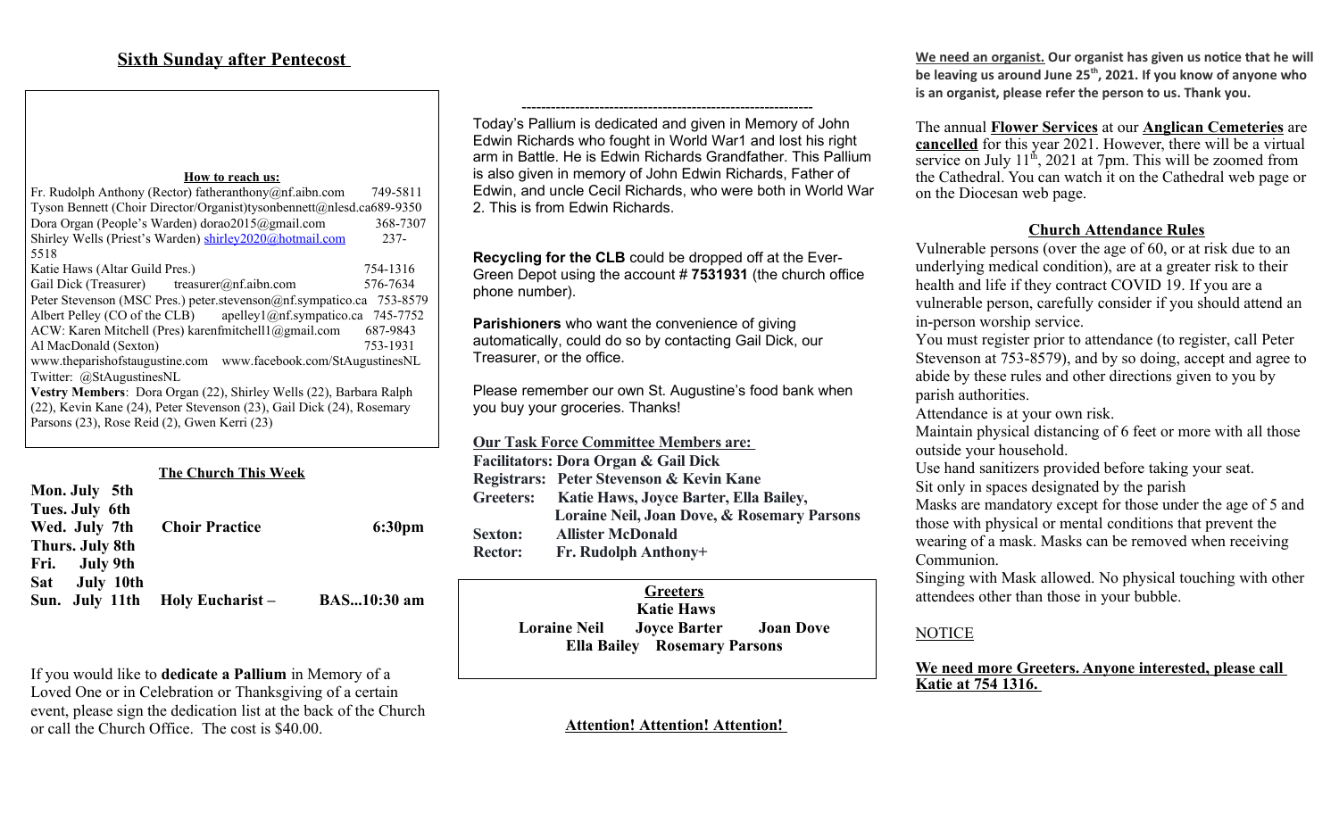## Sixth Sunday after Pentecost

**How to reach us:**

Fr. Rudolph Anthony (Rector) fatheranthony@nf.aibn.com 749-5811
Tyson Bennett (Choir Director/Organist)tysonbennett@nlesd.ca689-9350
Dora Organ (People's Warden) dorao2015@gmail.com 368-7307
Shirley Wells (Priest's Warden) shirley2020@hotmail.com 237-5518
Katie Haws (Altar Guild Pres.) 754-1316
Gail Dick (Treasurer) treasurer@nf.aibn.com 576-7634
Peter Stevenson (MSC Pres.) peter.stevenson@nf.sympatico.ca 753-8579
Albert Pelley (CO of the CLB) apelley1@nf.sympatico.ca 745-7752
ACW: Karen Mitchell (Pres) karenfmitchell1@gmail.com 687-9843
Al MacDonald (Sexton) 753-1931
www.theparishofstaugustine.com www.facebook.com/StAugustinesNL
Twitter: @StAugustinesNL

**Vestry Members**: Dora Organ (22), Shirley Wells (22), Barbara Ralph (22), Kevin Kane (24), Peter Stevenson (23), Gail Dick (24), Rosemary Parsons (23), Rose Reid (2), Gwen Kerri (23)

**The Church This Week**

| | | |
|---|---|---|
| **Mon. July 5th** | | |
| **Tues. July 6th** | | |
| **Wed. July 7th** | **Choir Practice** | **6:30pm** |
| **Thurs. July 8th** | | |
| **Fri. July 9th** | | |
| **Sat July 10th** | | |
| **Sun. July 11th** | **Holy Eucharist –** | **BAS...10:30 am** |

If you would like to **dedicate a Pallium** in Memory of a Loved One or in Celebration or Thanksgiving of a certain event, please sign the dedication list at the back of the Church or call the Church Office. The cost is $40.00.

------------------------------------------------------------

Today's Pallium is dedicated and given in Memory of John Edwin Richards who fought in World War1 and lost his right arm in Battle. He is Edwin Richards Grandfather. This Pallium is also given in memory of John Edwin Richards, Father of Edwin, and uncle Cecil Richards, who were both in World War 2. This is from Edwin Richards.

**Recycling for the CLB** could be dropped off at the Ever-Green Depot using the account # **7531931** (the church office phone number).

**Parishioners** who want the convenience of giving automatically, could do so by contacting Gail Dick, our Treasurer, or the office.

Please remember our own St. Augustine's food bank when you buy your groceries. Thanks!

**Our Task Force Committee Members are:**
**Facilitators: Dora Organ & Gail Dick**
**Registrars: Peter Stevenson & Kevin Kane**
**Greeters: Katie Haws, Joyce Barter, Ella Bailey, Loraine Neil, Joan Dove, & Rosemary Parsons**
**Sexton: Allister McDonald**
**Rector: Fr. Rudolph Anthony+**

**Greeters**
**Katie Haws**
**Loraine Neil Joyce Barter Joan Dove**
**Ella Bailey Rosemary Parsons**

**Attention! Attention! Attention!**

**We need an organist. Our organist has given us notice that he will be leaving us around June 25th, 2021. If you know of anyone who is an organist, please refer the person to us. Thank you.**

The annual **Flower Services** at our **Anglican Cemeteries** are **cancelled** for this year 2021. However, there will be a virtual service on July 11th, 2021 at 7pm. This will be zoomed from the Cathedral. You can watch it on the Cathedral web page or on the Diocesan web page.

### Church Attendance Rules

Vulnerable persons (over the age of 60, or at risk due to an underlying medical condition), are at a greater risk to their health and life if they contract COVID 19. If you are a vulnerable person, carefully consider if you should attend an in-person worship service.

You must register prior to attendance (to register, call Peter Stevenson at 753-8579), and by so doing, accept and agree to abide by these rules and other directions given to you by parish authorities.

Attendance is at your own risk.

Maintain physical distancing of 6 feet or more with all those outside your household.

Use hand sanitizers provided before taking your seat.

Sit only in spaces designated by the parish

Masks are mandatory except for those under the age of 5 and those with physical or mental conditions that prevent the wearing of a mask. Masks can be removed when receiving Communion.

Singing with Mask allowed. No physical touching with other attendees other than those in your bubble.

NOTICE

**We need more Greeters. Anyone interested, please call Katie at 754 1316.**